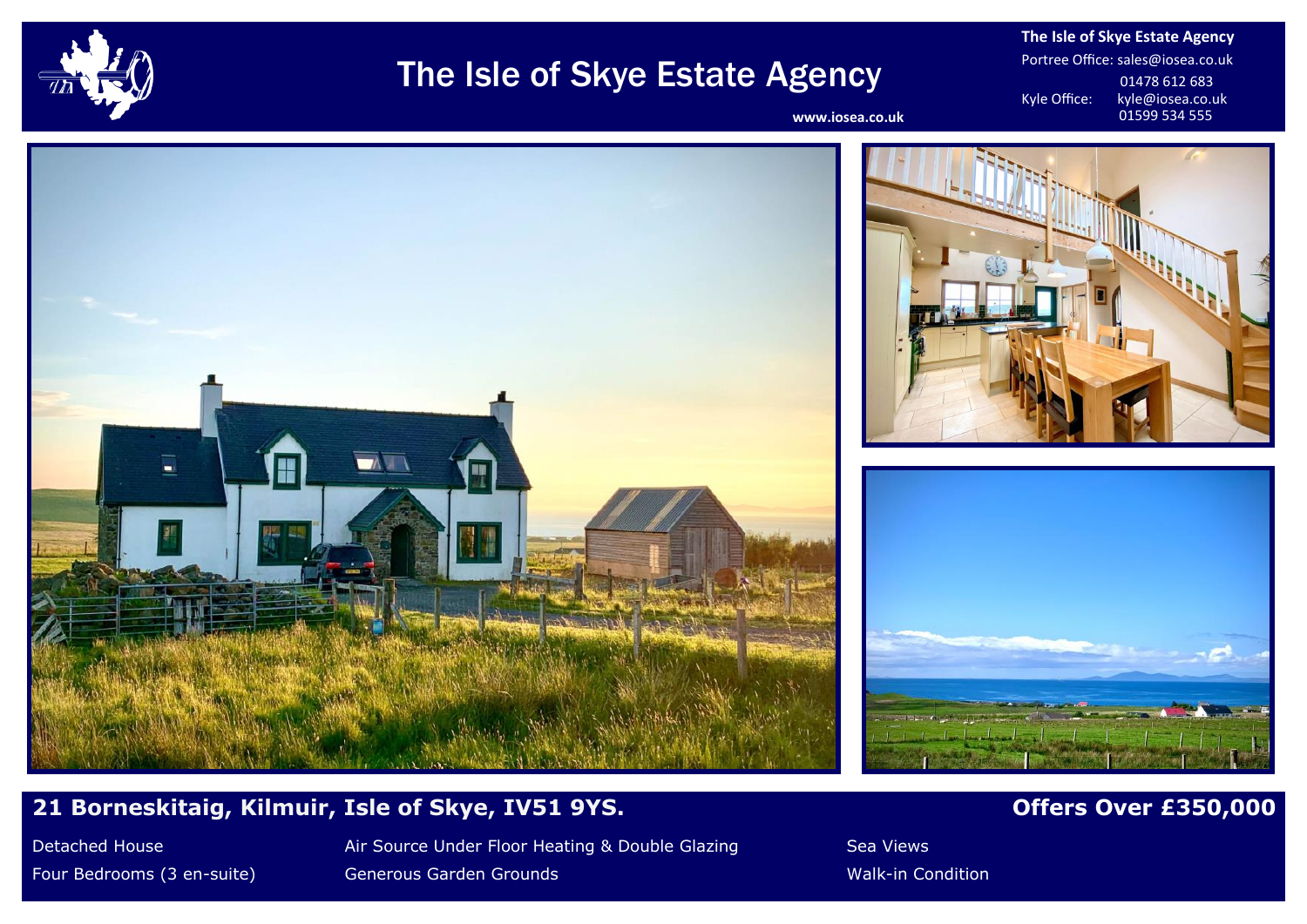# The Isle of Skye Estate Agency

www.iosea.co.uk

**The Isle of Skye Estate Agency**

Portree Office: sales@iosea.co.uk
01478 612 683

Kyle Office: kyle@iosea.co.uk
01599 534 555

## 21 Borneskitaig, Kilmuir, Isle of Skye, IV51 9YS.

## Offers Over £350,000

- Detached House
- Four Bedrooms (3 en-suite)
- Air Source Under Floor Heating & Double Glazing
- Generous Garden Grounds
- Sea Views
- Walk-in Condition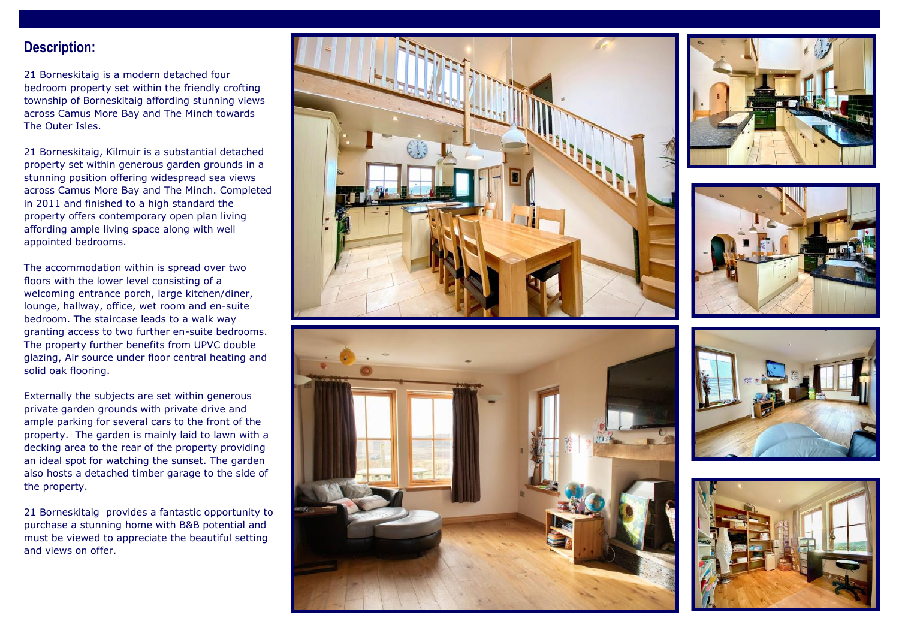## Description:

21 Borneskitaig is a modern detached four bedroom property set within the friendly crofting township of Borneskitaig affording stunning views across Camus More Bay and The Minch towards The Outer Isles.

21 Borneskitaig, Kilmuir is a substantial detached property set within generous garden grounds in a stunning position offering widespread sea views across Camus More Bay and The Minch. Completed in 2011 and finished to a high standard the property offers contemporary open plan living affording ample living space along with well appointed bedrooms.

The accommodation within is spread over two floors with the lower level consisting of a welcoming entrance porch, large kitchen/diner, lounge, hallway, office, wet room and en-suite bedroom. The staircase leads to a walk way granting access to two further en-suite bedrooms. The property further benefits from UPVC double glazing, Air source under floor central heating and solid oak flooring.

Externally the subjects are set within generous private garden grounds with private drive and ample parking for several cars to the front of the property. The garden is mainly laid to lawn with a decking area to the rear of the property providing an ideal spot for watching the sunset. The garden also hosts a detached timber garage to the side of the property.

21 Borneskitaig provides a fantastic opportunity to purchase a stunning home with B&B potential and must be viewed to appreciate the beautiful setting and views on offer.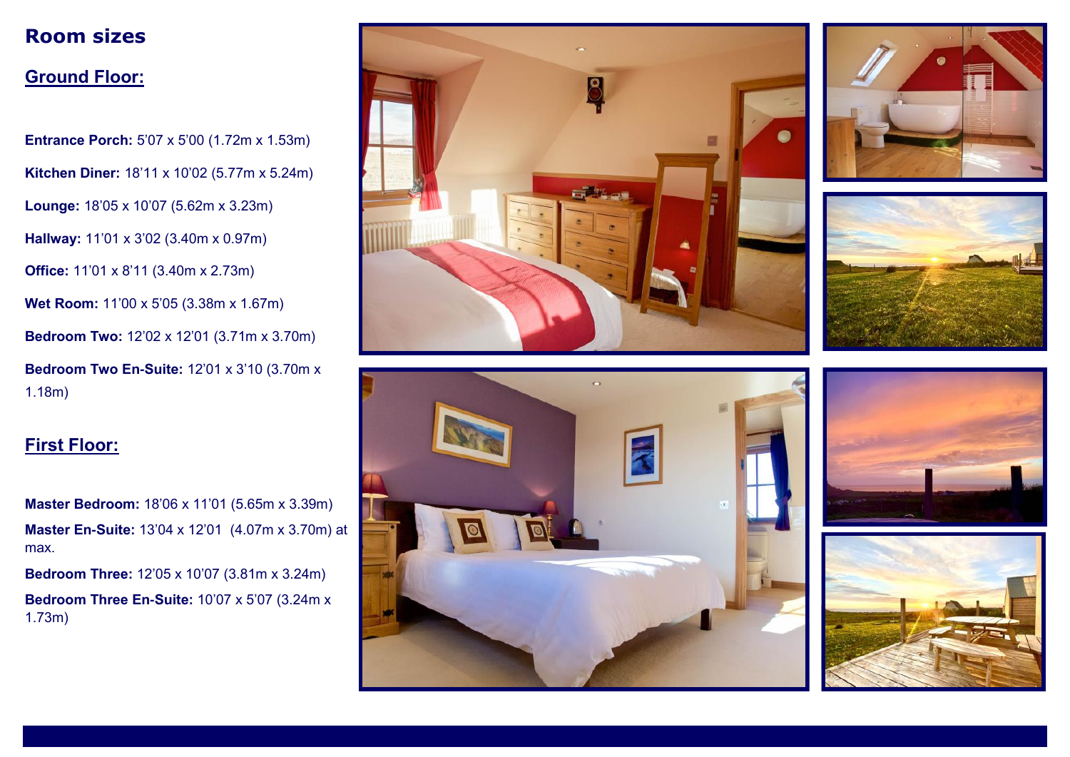# Room sizes

## Ground Floor:

**Entrance Porch:** 5'07 x 5'00 (1.72m x 1.53m)

**Kitchen Diner:** 18'11 x 10'02 (5.77m x 5.24m)

**Lounge:** 18'05 x 10'07 (5.62m x 3.23m)

**Hallway:** 11'01 x 3'02 (3.40m x 0.97m)

**Office:** 11'01 x 8'11 (3.40m x 2.73m)

**Wet Room:** 11'00 x 5'05 (3.38m x 1.67m)

**Bedroom Two:** 12'02 x 12'01 (3.71m x 3.70m)

**Bedroom Two En-Suite:** 12'01 x 3'10 (3.70m x 1.18m)

## First Floor:

**Master Bedroom:** 18'06 x 11'01 (5.65m x 3.39m)

**Master En-Suite:** 13'04 x 12'01 (4.07m x 3.70m) at max.

**Bedroom Three:** 12'05 x 10'07 (3.81m x 3.24m)

**Bedroom Three En-Suite:** 10'07 x 5'07 (3.24m x 1.73m)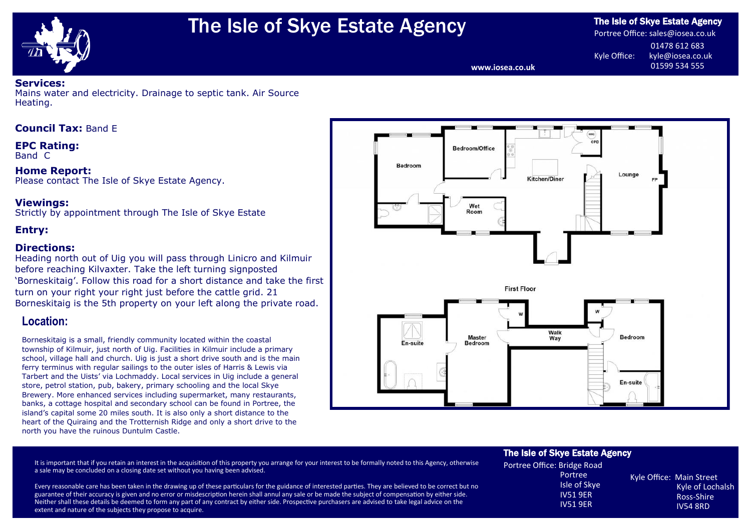# The Isle of Skye Estate Agency

**The Isle of Skye Estate Agency**
Portree Office: sales@iosea.co.uk
01478 612 683
Kyle Office: kyle@iosea.co.uk
01599 534 555

www.iosea.co.uk

**Services:**
Mains water and electricity. Drainage to septic tank. Air Source Heating.

**Council Tax:** Band E

**EPC Rating:**
Band C

**Home Report:**
Please contact The Isle of Skye Estate Agency.

**Viewings:**
Strictly by appointment through The Isle of Skye Estate

**Entry:**

**Directions:**
Heading north out of Uig you will pass through Linicro and Kilmuir before reaching Kilvaxter. Take the left turning signposted 'Borneskitaig'. Follow this road for a short distance and take the first turn on your right your right just before the cattle grid. 21 Borneskitaig is the 5th property on your left along the private road.

## Location:

Borneskitaig is a small, friendly community located within the coastal township of Kilmuir, just north of Uig. Facilities in Kilmuir include a primary school, village hall and church. Uig is just a short drive south and is the main ferry terminus with regular sailings to the outer isles of Harris & Lewis via Tarbert and the Uists' via Lochmaddy. Local services in Uig include a general store, petrol station, pub, bakery, primary schooling and the local Skye Brewery. More enhanced services including supermarket, many restaurants, banks, a cottage hospital and secondary school can be found in Portree, the island's capital some 20 miles south. It is also only a short distance to the heart of the Quiraing and the Trotternish Ridge and only a short drive to the north you have the ruinous Duntulm Castle.

Bedroom
Bedroom/Office
Kitchen/Diner
Lounge
FP
Wet Room
CPD
First Floor
En-suite
Master Bedroom
Walk Way
Bedroom
En-suite
W
W

It is important that if you retain an interest in the acquisition of this property you arrange for your interest to be formally noted to this Agency, otherwise a sale may be concluded on a closing date set without you having been advised.

Every reasonable care has been taken in the drawing up of these particulars for the guidance of interested parties. They are believed to be correct but no guarantee of their accuracy is given and no error or misdescription herein shall annul any sale or be made the subject of compensation by either side. Neither shall these details be deemed to form any part of any contract by either side. Prospective purchasers are advised to take legal advice on the extent and nature of the subjects they propose to acquire.

**The Isle of Skye Estate Agency**
Portree Office: Bridge Road
Portree
Isle of Skye
IV51 9ER
IV51 9ER

Kyle Office: Main Street
Kyle of Lochalsh
Ross-Shire
IV54 8RD